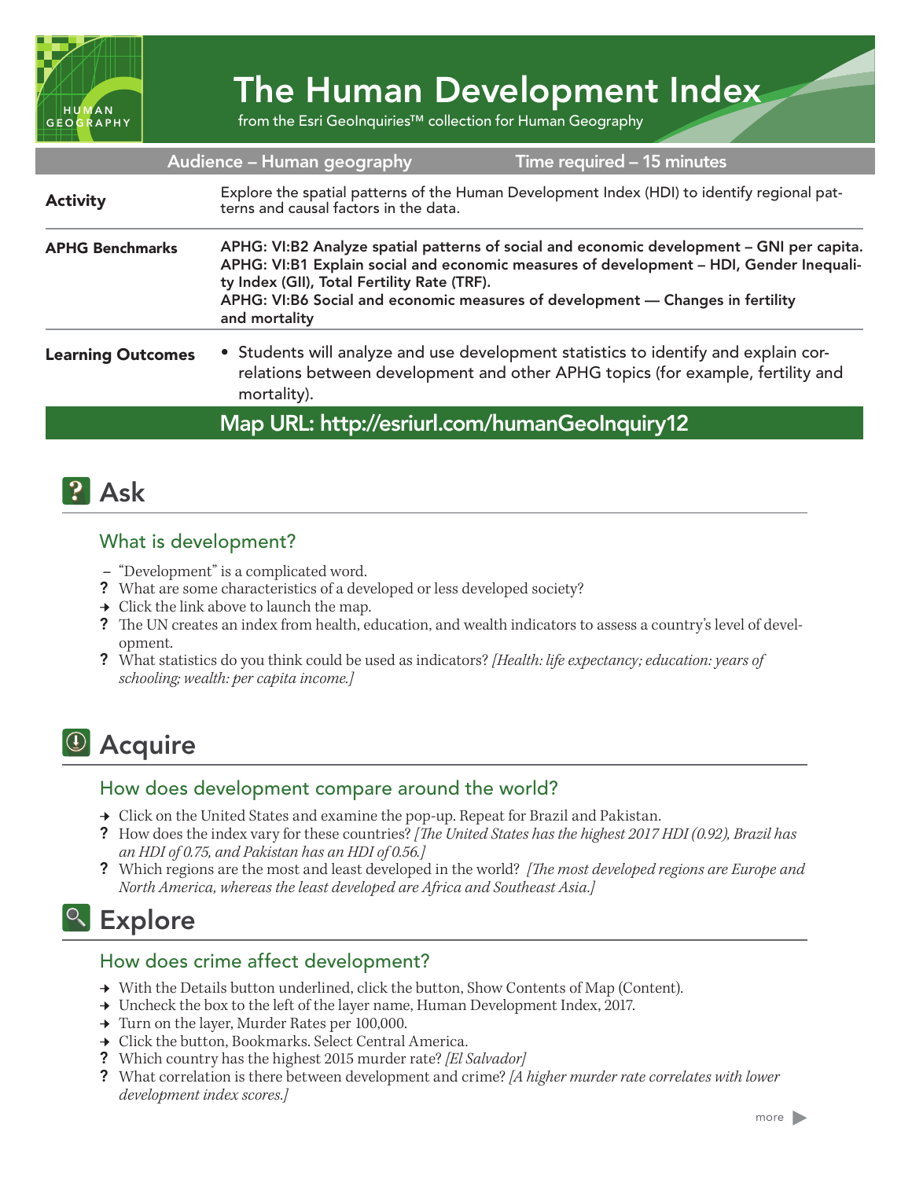# The Human Development Index

from the Esri GeoInquiries™ collection for Human Geography

| Audience – Human geography | Time required – 15 minutes |
|---|---|

| | |
|---|---|
| **Activity** | Explore the spatial patterns of the Human Development Index (HDI) to identify regional patterns and causal factors in the data. |
| **APHG Benchmarks** | **APHG: VI:B2 Analyze spatial patterns of social and economic development – GNI per capita.**<br>**APHG: VI:B1 Explain social and economic measures of development – HDI, Gender Inequality Index (GII), Total Fertility Rate (TRF).**<br>**APHG: VI:B6 Social and economic measures of development — Changes in fertility and mortality** |
| **Learning Outcomes** | • Students will analyze and use development statistics to identify and explain correlations between development and other APHG topics (for example, fertility and mortality). |

**Map URL: http://esriurl.com/humanGeoInquiry12**

## Ask

### What is development?

– "Development" is a complicated word.

? What are some characteristics of a developed or less developed society?

→ Click the link above to launch the map.

? The UN creates an index from health, education, and wealth indicators to assess a country's level of development.

? What statistics do you think could be used as indicators? *[Health: life expectancy; education: years of schooling; wealth: per capita income.]*

## Acquire

### How does development compare around the world?

→ Click on the United States and examine the pop-up. Repeat for Brazil and Pakistan.

? How does the index vary for these countries? *[The United States has the highest 2017 HDI (0.92), Brazil has an HDI of 0.75, and Pakistan has an HDI of 0.56.]*

? Which regions are the most and least developed in the world? *[The most developed regions are Europe and North America, whereas the least developed are Africa and Southeast Asia.]*

## Explore

### How does crime affect development?

→ With the Details button underlined, click the button, Show Contents of Map (Content).

→ Uncheck the box to the left of the layer name, Human Development Index, 2017.

→ Turn on the layer, Murder Rates per 100,000.

→ Click the button, Bookmarks. Select Central America.

? Which country has the highest 2015 murder rate? *[El Salvador]*

? What correlation is there between development and crime? *[A higher murder rate correlates with lower development index scores.]*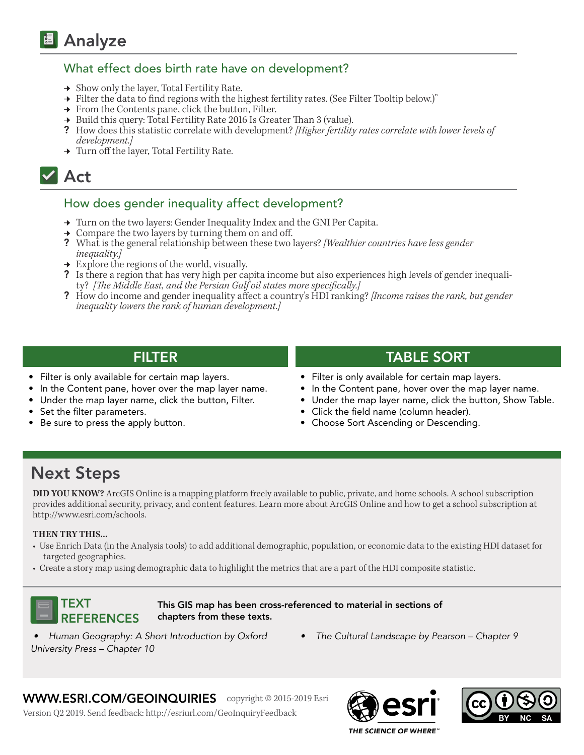## Analyze

### What effect does birth rate have on development?

→ Show only the layer, Total Fertility Rate.
→ Filter the data to find regions with the highest fertility rates. (See Filter Tooltip below.)"
→ From the Contents pane, click the button, Filter.
→ Build this query: Total Fertility Rate 2016 Is Greater Than 3 (value).
? How does this statistic correlate with development? *[Higher fertility rates correlate with lower levels of development.]*
→ Turn off the layer, Total Fertility Rate.

## Act

### How does gender inequality affect development?

→ Turn on the two layers: Gender Inequality Index and the GNI Per Capita.
→ Compare the two layers by turning them on and off.
? What is the general relationship between these two layers? *[Wealthier countries have less gender inequality.]*
→ Explore the regions of the world, visually.
? Is there a region that has very high per capita income but also experiences high levels of gender inequality? *[The Middle East, and the Persian Gulf oil states more specifically.]*
? How do income and gender inequality affect a country's HDI ranking? *[Income raises the rank, but gender inequality lowers the rank of human development.]*

### FILTER

- Filter is only available for certain map layers.
- In the Content pane, hover over the map layer name.
- Under the map layer name, click the button, Filter.
- Set the filter parameters.
- Be sure to press the apply button.

### TABLE SORT

- Filter is only available for certain map layers.
- In the Content pane, hover over the map layer name.
- Under the map layer name, click the button, Show Table.
- Click the field name (column header).
- Choose Sort Ascending or Descending.

## Next Steps

**DID YOU KNOW?** ArcGIS Online is a mapping platform freely available to public, private, and home schools. A school subscription provides additional security, privacy, and content features. Learn more about ArcGIS Online and how to get a school subscription at http://www.esri.com/schools.

**THEN TRY THIS...**

- Use Enrich Data (in the Analysis tools) to add additional demographic, population, or economic data to the existing HDI dataset for targeted geographies.
- Create a story map using demographic data to highlight the metrics that are a part of the HDI composite statistic.

### TEXT REFERENCES

**This GIS map has been cross-referenced to material in sections of chapters from these texts.**

- *Human Geography: A Short Introduction by Oxford University Press – Chapter 10*
- *The Cultural Landscape by Pearson – Chapter 9*

**WWW.ESRI.COM/GEOINQUIRIES** copyright © 2015-2019 Esri
Version Q2 2019. Send feedback: http://esriurl.com/GeoInquiryFeedback